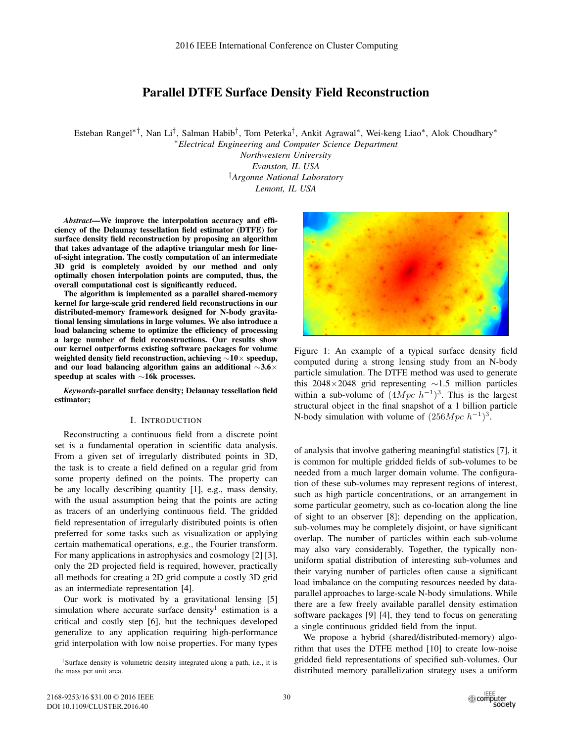# Parallel DTFE Surface Density Field Reconstruction

Esteban Rangel[*†], Nan Li[†], Salman Habib[†], Tom Peterka[†], Ankit Agrawal[*], Wei-keng Liao[*], Alok Choudhary[*]

[*]*Electrical Engineering and Computer Science Department*
*Northwestern University*
*Evanston, IL USA*
[†]*Argonne National Laboratory*
*Lemont, IL USA*

***Abstract*—We improve the interpolation accuracy and efficiency of the Delaunay tessellation field estimator (DTFE) for surface density field reconstruction by proposing an algorithm that takes advantage of the adaptive triangular mesh for line-of-sight integration. The costly computation of an intermediate 3D grid is completely avoided by our method and only optimally chosen interpolation points are computed, thus, the overall computational cost is significantly reduced.**

**The algorithm is implemented as a parallel shared-memory kernel for large-scale grid rendered field reconstructions in our distributed-memory framework designed for N-body gravitational lensing simulations in large volumes. We also introduce a load balancing scheme to optimize the efficiency of processing a large number of field reconstructions. Our results show our kernel outperforms existing software packages for volume weighted density field reconstruction, achieving ∼10× speedup, and our load balancing algorithm gains an additional ∼3.6× speedup at scales with ∼16k processes.**

***Keywords*-parallel surface density; Delaunay tessellation field estimator;**

## I. Introduction

Reconstructing a continuous field from a discrete point set is a fundamental operation in scientific data analysis. From a given set of irregularly distributed points in 3D, the task is to create a field defined on a regular grid from some property defined on the points. The property can be any locally describing quantity [1], e.g., mass density, with the usual assumption being that the points are acting as tracers of an underlying continuous field. The gridded field representation of irregularly distributed points is often preferred for some tasks such as visualization or applying certain mathematical operations, e.g., the Fourier transform. For many applications in astrophysics and cosmology [2] [3], only the 2D projected field is required, however, practically all methods for creating a 2D grid compute a costly 3D grid as an intermediate representation [4].

Our work is motivated by a gravitational lensing [5] simulation where accurate surface density[1] estimation is a critical and costly step [6], but the techniques developed generalize to any application requiring high-performance grid interpolation with low noise properties. For many types of analysis that involve gathering meaningful statistics [7], it is common for multiple gridded fields of sub-volumes to be needed from a much larger domain volume. The configuration of these sub-volumes may represent regions of interest, such as high particle concentrations, or an arrangement in some particular geometry, such as co-location along the line of sight to an observer [8]; depending on the application, sub-volumes may be completely disjoint, or have significant overlap. The number of particles within each sub-volume may also vary considerably. Together, the typically non-uniform spatial distribution of interesting sub-volumes and their varying number of particles often cause a significant load imbalance on the computing resources needed by data-parallel approaches to large-scale N-body simulations. While there are a few freely available parallel density estimation software packages [9] [4], they tend to focus on generating a single continuous gridded field from the input.

[1] Surface density is volumetric density integrated along a path, i.e., it is the mass per unit area.

Figure 1: An example of a typical surface density field computed during a strong lensing study from an N-body particle simulation. The DTFE method was used to generate this 2048×2048 grid representing ∼1.5 million particles within a sub-volume of $(4Mpc\ h^{-1})^3$. This is the largest structural object in the final snapshot of a 1 billion particle N-body simulation with volume of $(256Mpc\ h^{-1})^3$.

We propose a hybrid (shared/distributed-memory) algorithm that uses the DTFE method [10] to create low-noise gridded field representations of specified sub-volumes. Our distributed memory parallelization strategy uses a uniform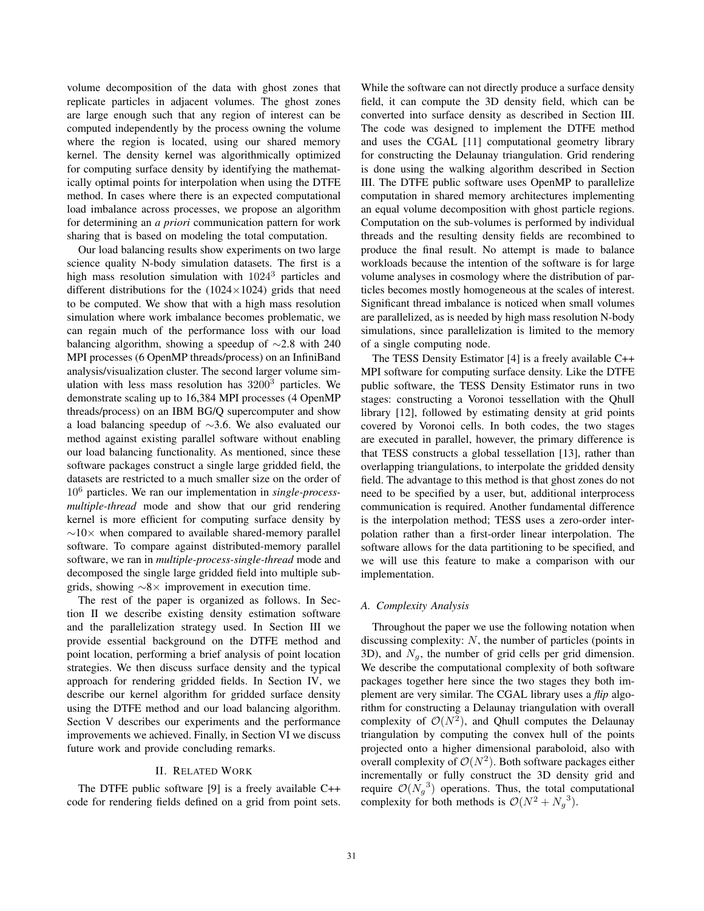volume decomposition of the data with ghost zones that replicate particles in adjacent volumes. The ghost zones are large enough such that any region of interest can be computed independently by the process owning the volume where the region is located, using our shared memory kernel. The density kernel was algorithmically optimized for computing surface density by identifying the mathematically optimal points for interpolation when using the DTFE method. In cases where there is an expected computational load imbalance across processes, we propose an algorithm for determining an *a priori* communication pattern for work sharing that is based on modeling the total computation.

Our load balancing results show experiments on two large science quality N-body simulation datasets. The first is a high mass resolution simulation with $1024^3$ particles and different distributions for the ($1024 \times 1024$) grids that need to be computed. We show that with a high mass resolution simulation where work imbalance becomes problematic, we can regain much of the performance loss with our load balancing algorithm, showing a speedup of $\sim$2.8 with 240 MPI processes (6 OpenMP threads/process) on an InfiniBand analysis/visualization cluster. The second larger volume simulation with less mass resolution has $3200^3$ particles. We demonstrate scaling up to 16,384 MPI processes (4 OpenMP threads/process) on an IBM BG/Q supercomputer and show a load balancing speedup of $\sim$3.6. We also evaluated our method against existing parallel software without enabling our load balancing functionality. As mentioned, since these software packages construct a single large gridded field, the datasets are restricted to a much smaller size on the order of $10^6$ particles. We ran our implementation in *single-process-multiple-thread* mode and show that our grid rendering kernel is more efficient for computing surface density by $\sim$10$\times$ when compared to available shared-memory parallel software. To compare against distributed-memory parallel software, we ran in *multiple-process-single-thread* mode and decomposed the single large gridded field into multiple subgrids, showing $\sim$8$\times$ improvement in execution time.

The rest of the paper is organized as follows. In Section II we describe existing density estimation software and the parallelization strategy used. In Section III we provide essential background on the DTFE method and point location, performing a brief analysis of point location strategies. We then discuss surface density and the typical approach for rendering gridded fields. In Section IV, we describe our kernel algorithm for gridded surface density using the DTFE method and our load balancing algorithm. Section V describes our experiments and the performance improvements we achieved. Finally, in Section VI we discuss future work and provide concluding remarks.

## II. Related Work

The DTFE public software [9] is a freely available C++ code for rendering fields defined on a grid from point sets. While the software can not directly produce a surface density field, it can compute the 3D density field, which can be converted into surface density as described in Section III. The code was designed to implement the DTFE method and uses the CGAL [11] computational geometry library for constructing the Delaunay triangulation. Grid rendering is done using the walking algorithm described in Section III. The DTFE public software uses OpenMP to parallelize computation in shared memory architectures implementing an equal volume decomposition with ghost particle regions. Computation on the sub-volumes is performed by individual threads and the resulting density fields are recombined to produce the final result. No attempt is made to balance workloads because the intention of the software is for large volume analyses in cosmology where the distribution of particles becomes mostly homogeneous at the scales of interest. Significant thread imbalance is noticed when small volumes are parallelized, as is needed by high mass resolution N-body simulations, since parallelization is limited to the memory of a single computing node.

The TESS Density Estimator [4] is a freely available C++ MPI software for computing surface density. Like the DTFE public software, the TESS Density Estimator runs in two stages: constructing a Voronoi tessellation with the Qhull library [12], followed by estimating density at grid points covered by Voronoi cells. In both codes, the two stages are executed in parallel, however, the primary difference is that TESS constructs a global tessellation [13], rather than overlapping triangulations, to interpolate the gridded density field. The advantage to this method is that ghost zones do not need to be specified by a user, but, additional interprocess communication is required. Another fundamental difference is the interpolation method; TESS uses a zero-order interpolation rather than a first-order linear interpolation. The software allows for the data partitioning to be specified, and we will use this feature to make a comparison with our implementation.

### A. Complexity Analysis

Throughout the paper we use the following notation when discussing complexity: $N$, the number of particles (points in 3D), and $N_g$, the number of grid cells per grid dimension. We describe the computational complexity of both software packages together here since the two stages they both implement are very similar. The CGAL library uses a *flip* algorithm for constructing a Delaunay triangulation with overall complexity of $\mathcal{O}(N^2)$, and Qhull computes the Delaunay triangulation by computing the convex hull of the points projected onto a higher dimensional paraboloid, also with overall complexity of $\mathcal{O}(N^2)$. Both software packages either incrementally or fully construct the 3D density grid and require $\mathcal{O}({N_g}^3)$ operations. Thus, the total computational complexity for both methods is $\mathcal{O}(N^2 + {N_g}^3)$.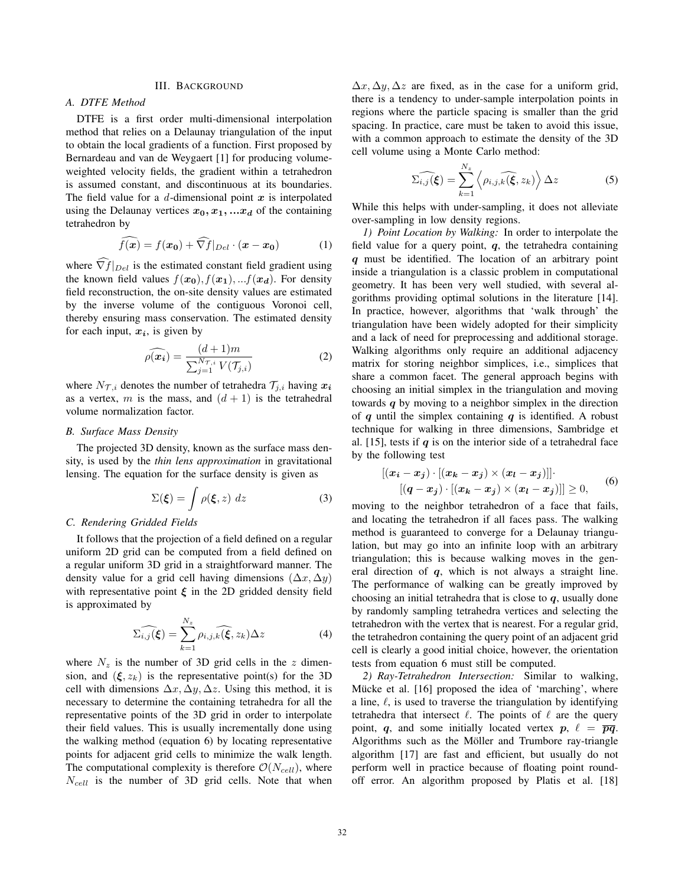## III. Background

### A. DTFE Method

DTFE is a first order multi-dimensional interpolation method that relies on a Delaunay triangulation of the input to obtain the local gradients of a function. First proposed by Bernardeau and van de Weygaert [1] for producing volume-weighted velocity fields, the gradient within a tetrahedron is assumed constant, and discontinuous at its boundaries. The field value for a $d$-dimensional point $\boldsymbol{x}$ is interpolated using the Delaunay vertices $\boldsymbol{x_0}, \boldsymbol{x_1}, ...\boldsymbol{x_d}$ of the containing tetrahedron by

$$\widehat{f(\boldsymbol{x})} = f(\boldsymbol{x_0}) + \widehat{\nabla f}|_{Del} \cdot (\boldsymbol{x} - \boldsymbol{x_0}) \tag{1}$$

where $\widehat{\nabla f}|_{Del}$ is the estimated constant field gradient using the known field values $f(\boldsymbol{x_0}), f(\boldsymbol{x_1}), ...f(\boldsymbol{x_d})$. For density field reconstruction, the on-site density values are estimated by the inverse volume of the contiguous Voronoi cell, thereby ensuring mass conservation. The estimated density for each input, $\boldsymbol{x_i}$, is given by

$$\widehat{\rho(\boldsymbol{x_i})} = \frac{(d+1)m}{\sum_{j=1}^{N_{\mathcal{T},i}} V(\mathcal{T}_{j,i})} \tag{2}$$

where $N_{\mathcal{T},i}$ denotes the number of tetrahedra $\mathcal{T}_{j,i}$ having $\boldsymbol{x_i}$ as a vertex, $m$ is the mass, and $(d+1)$ is the tetrahedral volume normalization factor.

### B. Surface Mass Density

The projected 3D density, known as the surface mass density, is used by the *thin lens approximation* in gravitational lensing. The equation for the surface density is given as

$$\Sigma(\boldsymbol{\xi}) = \int \rho(\boldsymbol{\xi}, z) \; dz \tag{3}$$

### C. Rendering Gridded Fields

It follows that the projection of a field defined on a regular uniform 2D grid can be computed from a field defined on a regular uniform 3D grid in a straightforward manner. The density value for a grid cell having dimensions $(\Delta x, \Delta y)$ with representative point $\boldsymbol{\xi}$ in the 2D gridded density field is approximated by

$$\widehat{\Sigma_{i,j}(\boldsymbol{\xi})} = \sum_{k=1}^{N_z} \widehat{\rho_{i,j,k}(\boldsymbol{\xi}, z_k)} \Delta z \tag{4}$$

where $N_z$ is the number of 3D grid cells in the $z$ dimension, and $(\boldsymbol{\xi}, z_k)$ is the representative point(s) for the 3D cell with dimensions $\Delta x, \Delta y, \Delta z$. Using this method, it is necessary to determine the containing tetrahedra for all the representative points of the 3D grid in order to interpolate their field values. This is usually incrementally done using the walking method (equation 6) by locating representative points for adjacent grid cells to minimize the walk length. The computational complexity is therefore $\mathcal{O}(N_{cell})$, where $N_{cell}$ is the number of 3D grid cells. Note that when $\Delta x, \Delta y, \Delta z$ are fixed, as in the case for a uniform grid, there is a tendency to under-sample interpolation points in regions where the particle spacing is smaller than the grid spacing. In practice, care must be taken to avoid this issue, with a common approach to estimate the density of the 3D cell volume using a Monte Carlo method:

$$\widehat{\Sigma_{i,j}(\boldsymbol{\xi})} = \sum_{k=1}^{N_z} \left\langle \widehat{\rho_{i,j,k}(\boldsymbol{\xi}, z_k)} \right\rangle \Delta z \tag{5}$$

While this helps with under-sampling, it does not alleviate over-sampling in low density regions.

*1) Point Location by Walking:* In order to interpolate the field value for a query point, $\boldsymbol{q}$, the tetrahedra containing $\boldsymbol{q}$ must be identified. The location of an arbitrary point inside a triangulation is a classic problem in computational geometry. It has been very well studied, with several algorithms providing optimal solutions in the literature [14]. In practice, however, algorithms that 'walk through' the triangulation have been widely adopted for their simplicity and a lack of need for preprocessing and additional storage. Walking algorithms only require an additional adjacency matrix for storing neighbor simplices, i.e., simplices that share a common facet. The general approach begins with choosing an initial simplex in the triangulation and moving towards $\boldsymbol{q}$ by moving to a neighbor simplex in the direction of $\boldsymbol{q}$ until the simplex containing $\boldsymbol{q}$ is identified. A robust technique for walking in three dimensions, Sambridge et al. [15], tests if $\boldsymbol{q}$ is on the interior side of a tetrahedral face by the following test

$$\begin{aligned}[(\boldsymbol{x_i} - \boldsymbol{x_j}) \cdot [(\boldsymbol{x_k} - \boldsymbol{x_j}) \times (\boldsymbol{x_l} - \boldsymbol{x_j})]] \cdot \\ [(\boldsymbol{q} - \boldsymbol{x_j}) \cdot [(\boldsymbol{x_k} - \boldsymbol{x_j}) \times (\boldsymbol{x_l} - \boldsymbol{x_j})]] \geq 0,\end{aligned} \tag{6}$$

moving to the neighbor tetrahedron of a face that fails, and locating the tetrahedron if all faces pass. The walking method is guaranteed to converge for a Delaunay triangulation, but may go into an infinite loop with an arbitrary triangulation; this is because walking moves in the general direction of $\boldsymbol{q}$, which is not always a straight line. The performance of walking can be greatly improved by choosing an initial tetrahedra that is close to $\boldsymbol{q}$, usually done by randomly sampling tetrahedra vertices and selecting the tetrahedron with the vertex that is nearest. For a regular grid, the tetrahedron containing the query point of an adjacent grid cell is clearly a good initial choice, however, the orientation tests from equation 6 must still be computed.

*2) Ray-Tetrahedron Intersection:* Similar to walking, Mücke et al. [16] proposed the idea of 'marching', where a line, $\ell$, is used to traverse the triangulation by identifying tetrahedra that intersect $\ell$. The points of $\ell$ are the query point, $\boldsymbol{q}$, and some initially located vertex $\boldsymbol{p}$, $\ell = \overline{\boldsymbol{pq}}$. Algorithms such as the Möller and Trumbore ray-triangle algorithm [17] are fast and efficient, but usually do not perform well in practice because of floating point round-off error. An algorithm proposed by Platis et al. [18]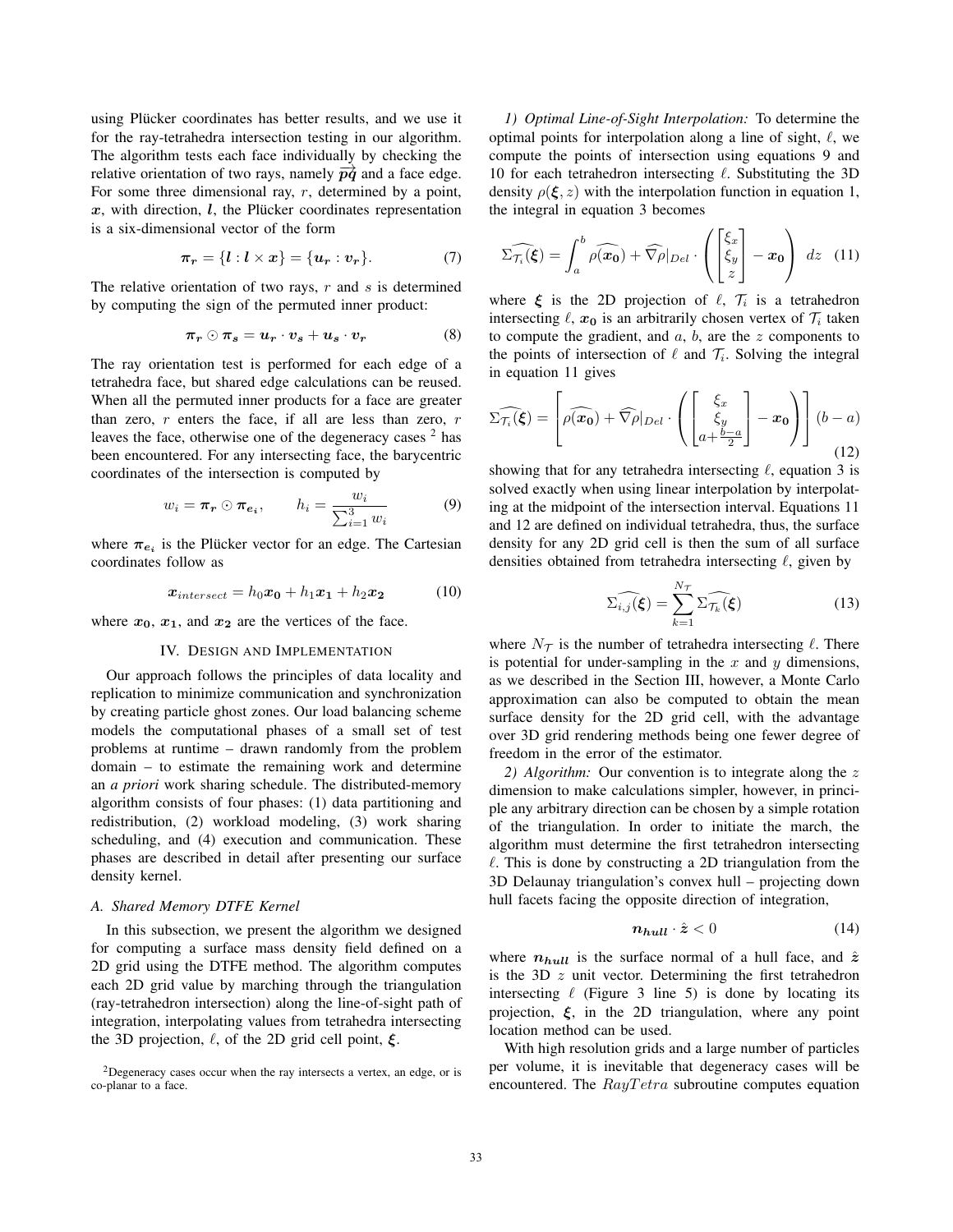using Plücker coordinates has better results, and we use it for the ray-tetrahedra intersection testing in our algorithm. The algorithm tests each face individually by checking the relative orientation of two rays, namely $\overrightarrow{pq}$ and a face edge. For some three dimensional ray, $r$, determined by a point, $\boldsymbol{x}$, with direction, $\boldsymbol{l}$, the Plücker coordinates representation is a six-dimensional vector of the form

$$\boldsymbol{\pi_r} = \{\boldsymbol{l} : \boldsymbol{l} \times \boldsymbol{x}\} = \{\boldsymbol{u_r} : \boldsymbol{v_r}\}. \tag{7}$$

The relative orientation of two rays, $r$ and $s$ is determined by computing the sign of the permuted inner product:

$$\boldsymbol{\pi_r} \odot \boldsymbol{\pi_s} = \boldsymbol{u_r} \cdot \boldsymbol{v_s} + \boldsymbol{u_s} \cdot \boldsymbol{v_r} \tag{8}$$

The ray orientation test is performed for each edge of a tetrahedra face, but shared edge calculations can be reused. When all the permuted inner products for a face are greater than zero, $r$ enters the face, if all are less than zero, $r$ leaves the face, otherwise one of the degeneracy cases [2] has been encountered. For any intersecting face, the barycentric coordinates of the intersection is computed by

$$w_i = \boldsymbol{\pi_r} \odot \boldsymbol{\pi_{e_i}}, \qquad h_i = \frac{w_i}{\sum_{i=1}^{3} w_i} \tag{9}$$

where $\boldsymbol{\pi_{e_i}}$ is the Plücker vector for an edge. The Cartesian coordinates follow as

$$\boldsymbol{x}_{intersect} = h_0\boldsymbol{x_0} + h_1\boldsymbol{x_1} + h_2\boldsymbol{x_2} \tag{10}$$

where $\boldsymbol{x_0}$, $\boldsymbol{x_1}$, and $\boldsymbol{x_2}$ are the vertices of the face.

## IV. Design and Implementation

Our approach follows the principles of data locality and replication to minimize communication and synchronization by creating particle ghost zones. Our load balancing scheme models the computational phases of a small set of test problems at runtime – drawn randomly from the problem domain – to estimate the remaining work and determine an *a priori* work sharing schedule. The distributed-memory algorithm consists of four phases: (1) data partitioning and redistribution, (2) workload modeling, (3) work sharing scheduling, and (4) execution and communication. These phases are described in detail after presenting our surface density kernel.

### A. Shared Memory DTFE Kernel

In this subsection, we present the algorithm we designed for computing a surface mass density field defined on a 2D grid using the DTFE method. The algorithm computes each 2D grid value by marching through the triangulation (ray-tetrahedron intersection) along the line-of-sight path of integration, interpolating values from tetrahedra intersecting the 3D projection, $\ell$, of the 2D grid cell point, $\boldsymbol{\xi}$.

*1) Optimal Line-of-Sight Interpolation:* To determine the optimal points for interpolation along a line of sight, $\ell$, we compute the points of intersection using equations 9 and 10 for each tetrahedron intersecting $\ell$. Substituting the 3D density $\rho(\boldsymbol{\xi}, z)$ with the interpolation function in equation 1, the integral in equation 3 becomes

$$\widehat{\Sigma_{\mathcal{T}_i}}(\boldsymbol{\xi}) = \int_a^b \widehat{\rho(\boldsymbol{x_0})} + \widehat{\nabla\rho}|_{Del} \cdot \left( \begin{bmatrix} \xi_x \\ \xi_y \\ z \end{bmatrix} - \boldsymbol{x_0} \right) \, dz \tag{11}$$

where $\boldsymbol{\xi}$ is the 2D projection of $\ell$, $\mathcal{T}_i$ is a tetrahedron intersecting $\ell$, $\boldsymbol{x_0}$ is an arbitrarily chosen vertex of $\mathcal{T}_i$ taken to compute the gradient, and $a$, $b$, are the $z$ components to the points of intersection of $\ell$ and $\mathcal{T}_i$. Solving the integral in equation 11 gives

$$\widehat{\Sigma_{\mathcal{T}_i}}(\boldsymbol{\xi}) = \left[ \widehat{\rho(\boldsymbol{x_0})} + \widehat{\nabla\rho}|_{Del} \cdot \left( \begin{bmatrix} \xi_x \\ \xi_y \\ a + \frac{b-a}{2} \end{bmatrix} - \boldsymbol{x_0} \right) \right] (b-a) \tag{12}$$

showing that for any tetrahedra intersecting $\ell$, equation 3 is solved exactly when using linear interpolation by interpolating at the midpoint of the intersection interval. Equations 11 and 12 are defined on individual tetrahedra, thus, the surface density for any 2D grid cell is then the sum of all surface densities obtained from tetrahedra intersecting $\ell$, given by

$$\widehat{\Sigma_{i,j}}(\boldsymbol{\xi}) = \sum_{k=1}^{N_{\mathcal{T}}} \widehat{\Sigma_{\mathcal{T}_k}}(\boldsymbol{\xi}) \tag{13}$$

where $N_{\mathcal{T}}$ is the number of tetrahedra intersecting $\ell$. There is potential for under-sampling in the $x$ and $y$ dimensions, as we described in the Section III, however, a Monte Carlo approximation can also be computed to obtain the mean surface density for the 2D grid cell, with the advantage over 3D grid rendering methods being one fewer degree of freedom in the error of the estimator.

*2) Algorithm:* Our convention is to integrate along the $z$ dimension to make calculations simpler, however, in principle any arbitrary direction can be chosen by a simple rotation of the triangulation. In order to initiate the march, the algorithm must determine the first tetrahedron intersecting $\ell$. This is done by constructing a 2D triangulation from the 3D Delaunay triangulation's convex hull – projecting down hull facets facing the opposite direction of integration,

$$\boldsymbol{n_{hull}} \cdot \hat{\boldsymbol{z}} < 0 \tag{14}$$

where $\boldsymbol{n_{hull}}$ is the surface normal of a hull face, and $\hat{\boldsymbol{z}}$ is the 3D $z$ unit vector. Determining the first tetrahedron intersecting $\ell$ (Figure 3 line 5) is done by locating its projection, $\boldsymbol{\xi}$, in the 2D triangulation, where any point location method can be used.

With high resolution grids and a large number of particles per volume, it is inevitable that degeneracy cases will be encountered. The $RayTetra$ subroutine computes equation

[2] Degeneracy cases occur when the ray intersects a vertex, an edge, or is co-planar to a face.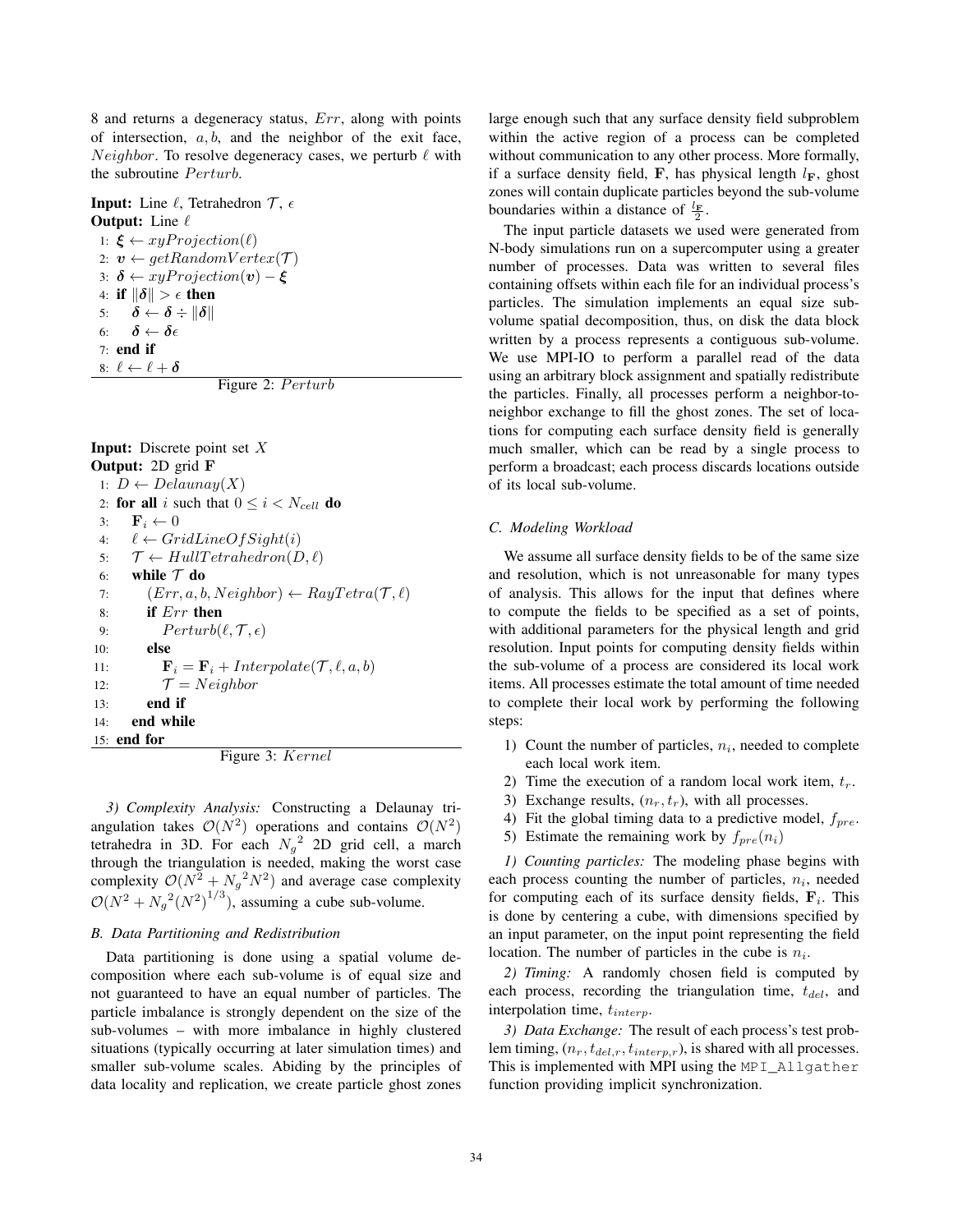8 and returns a degeneracy status, $Err$, along with points of intersection, $a, b$, and the neighbor of the exit face, $Neighbor$. To resolve degeneracy cases, we perturb $\ell$ with the subroutine $Perturb$.

```
Input: Line ℓ, Tetrahedron 𝒯, ε
Output: Line ℓ
1: ξ ← xyProjection(ℓ)
2: v ← getRandomVertex(𝒯)
3: δ ← xyProjection(v) − ξ
4: if ‖δ‖ > ε then
5:     δ ← δ ÷ ‖δ‖
6:     δ ← δε
7: end if
8: ℓ ← ℓ + δ
```

Figure 2: $Perturb$

```
Input: Discrete point set X
Output: 2D grid F
1: D ← Delaunay(X)
2: for all i such that 0 ≤ i < N_cell do
3:     F_i ← 0
4:     ℓ ← GridLineOfSight(i)
5:     𝒯 ← HullTetrahedron(D, ℓ)
6:     while 𝒯 do
7:         (Err, a, b, Neighbor) ← RayTetra(𝒯, ℓ)
8:         if Err then
9:             Perturb(ℓ, 𝒯, ε)
10:        else
11:            F_i = F_i + Interpolate(𝒯, ℓ, a, b)
12:            𝒯 = Neighbor
13:        end if
14:    end while
15: end for
```

Figure 3: $Kernel$

*3) Complexity Analysis:* Constructing a Delaunay triangulation takes $\mathcal{O}(N^2)$ operations and contains $\mathcal{O}(N^2)$ tetrahedra in 3D. For each ${N_g}^2$ 2D grid cell, a march through the triangulation is needed, making the worst case complexity $\mathcal{O}(N^2 + {N_g}^2 N^2)$ and average case complexity $\mathcal{O}(N^2 + {N_g}^2 (N^2)^{1/3})$, assuming a cube sub-volume.

### B. Data Partitioning and Redistribution

Data partitioning is done using a spatial volume decomposition where each sub-volume is of equal size and not guaranteed to have an equal number of particles. The particle imbalance is strongly dependent on the size of the sub-volumes – with more imbalance in highly clustered situations (typically occurring at later simulation times) and smaller sub-volume scales. Abiding by the principles of data locality and replication, we create particle ghost zones large enough such that any surface density field subproblem within the active region of a process can be completed without communication to any other process. More formally, if a surface density field, $\mathbf{F}$, has physical length $l_{\mathbf{F}}$, ghost zones will contain duplicate particles beyond the sub-volume boundaries within a distance of $\frac{l_{\mathbf{F}}}{2}$.

The input particle datasets we used were generated from N-body simulations run on a supercomputer using a greater number of processes. Data was written to several files containing offsets within each file for an individual process's particles. The simulation implements an equal size sub-volume spatial decomposition, thus, on disk the data block written by a process represents a contiguous sub-volume. We use MPI-IO to perform a parallel read of the data using an arbitrary block assignment and spatially redistribute the particles. Finally, all processes perform a neighbor-to-neighbor exchange to fill the ghost zones. The set of locations for computing each surface density field is generally much smaller, which can be read by a single process to perform a broadcast; each process discards locations outside of its local sub-volume.

### C. Modeling Workload

We assume all surface density fields to be of the same size and resolution, which is not unreasonable for many types of analysis. This allows for the input that defines where to compute the fields to be specified as a set of points, with additional parameters for the physical length and grid resolution. Input points for computing density fields within the sub-volume of a process are considered its local work items. All processes estimate the total amount of time needed to complete their local work by performing the following steps:

1) Count the number of particles, $n_i$, needed to complete each local work item.
2) Time the execution of a random local work item, $t_r$.
3) Exchange results, $(n_r, t_r)$, with all processes.
4) Fit the global timing data to a predictive model, $f_{pre}$.
5) Estimate the remaining work by $f_{pre}(n_i)$

*1) Counting particles:* The modeling phase begins with each process counting the number of particles, $n_i$, needed for computing each of its surface density fields, $\mathbf{F}_i$. This is done by centering a cube, with dimensions specified by an input parameter, on the input point representing the field location. The number of particles in the cube is $n_i$.

*2) Timing:* A randomly chosen field is computed by each process, recording the triangulation time, $t_{del}$, and interpolation time, $t_{interp}$.

*3) Data Exchange:* The result of each process's test problem timing, $(n_r, t_{del,r}, t_{interp,r})$, is shared with all processes. This is implemented with MPI using the `MPI_Allgather` function providing implicit synchronization.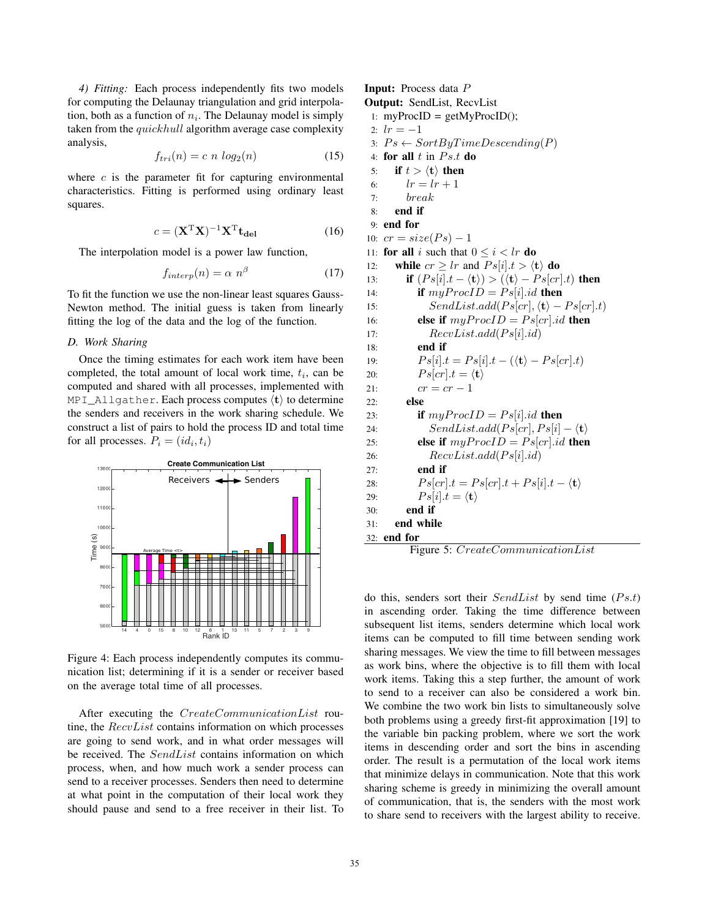*4) Fitting:* Each process independently fits two models for computing the Delaunay triangulation and grid interpolation, both as a function of $n_i$. The Delaunay model is simply taken from the *quickhull* algorithm average case complexity analysis,

$$f_{tri}(n) = c\ n\ log_2(n) \tag{15}$$

where $c$ is the parameter fit for capturing environmental characteristics. Fitting is performed using ordinary least squares.

$$c = (\mathbf{X}^{\mathrm{T}}\mathbf{X})^{-1}\mathbf{X}^{\mathrm{T}}\mathbf{t_{del}} \tag{16}$$

The interpolation model is a power law function,

$$f_{interp}(n) = \alpha\ n^{\beta} \tag{17}$$

To fit the function we use the non-linear least squares Gauss-Newton method. The initial guess is taken from linearly fitting the log of the data and the log of the function.

### D. Work Sharing

Once the timing estimates for each work item have been completed, the total amount of local work time, $t_i$, can be computed and shared with all processes, implemented with `MPI_Allgather`. Each process computes $\langle \mathbf{t} \rangle$ to determine the senders and receivers in the work sharing schedule. We construct a list of pairs to hold the process ID and total time for all processes. $P_i = (id_i, t_i)$

Figure 4: Each process independently computes its communication list; determining if it is a sender or receiver based on the average total time of all processes.

After executing the *CreateCommunicationList* routine, the *RecvList* contains information on which processes are going to send work, and in what order messages will be received. The *SendList* contains information on which process, when, and how much work a sender process can send to a receiver processes. Senders then need to determine at what point in the computation of their local work they should pause and send to a free receiver in their list. To do this, senders sort their *SendList* by send time ($Ps.t$) in ascending order. Taking the time difference between subsequent list items, senders determine which local work items can be computed to fill time between sending work sharing messages. We view the time to fill between messages as work bins, where the objective is to fill them with local work items. Taking this a step further, the amount of work to send to a receiver can also be considered a work bin. We combine the two work bin lists to simultaneously solve both problems using a greedy first-fit approximation [19] to the variable bin packing problem, where we sort the work items in descending order and sort the bins in ascending order. The result is a permutation of the local work items that minimize delays in communication. Note that this work sharing scheme is greedy in minimizing the overall amount of communication, that is, the senders with the most work to share send to receivers with the largest ability to receive.

**Input:** Process data $P$
**Output:** SendList, RecvList

```
1:  myProcID = getMyProcID();
2:  lr = −1
3:  Ps ← SortByTimeDescending(P)
4:  for all t in Ps.t do
5:      if t > ⟨t⟩ then
6:          lr = lr + 1
7:          break
8:      end if
9:  end for
10: cr = size(Ps) − 1
11: for all i such that 0 ≤ i < lr do
12:     while cr ≥ lr and Ps[i].t > ⟨t⟩ do
13:         if (Ps[i].t − ⟨t⟩) > (⟨t⟩ − Ps[cr].t) then
14:             if myProcID = Ps[i].id then
15:                 SendList.add(Ps[cr], ⟨t⟩ − Ps[cr].t)
16:             else if myProcID = Ps[cr].id then
17:                 RecvList.add(Ps[i].id)
18:             end if
19:             Ps[i].t = Ps[i].t − (⟨t⟩ − Ps[cr].t)
20:             Ps[cr].t = ⟨t⟩
21:             cr = cr − 1
22:         else
23:             if myProcID = Ps[i].id then
24:                 SendList.add(Ps[cr], Ps[i] − ⟨t⟩)
25:             else if myProcID = Ps[cr].id then
26:                 RecvList.add(Ps[i].id)
27:             end if
28:             Ps[cr].t = Ps[cr].t + Ps[i].t − ⟨t⟩
29:             Ps[i].t = ⟨t⟩
30:         end if
31:     end while
32: end for
```

Figure 5: *CreateCommunicationList*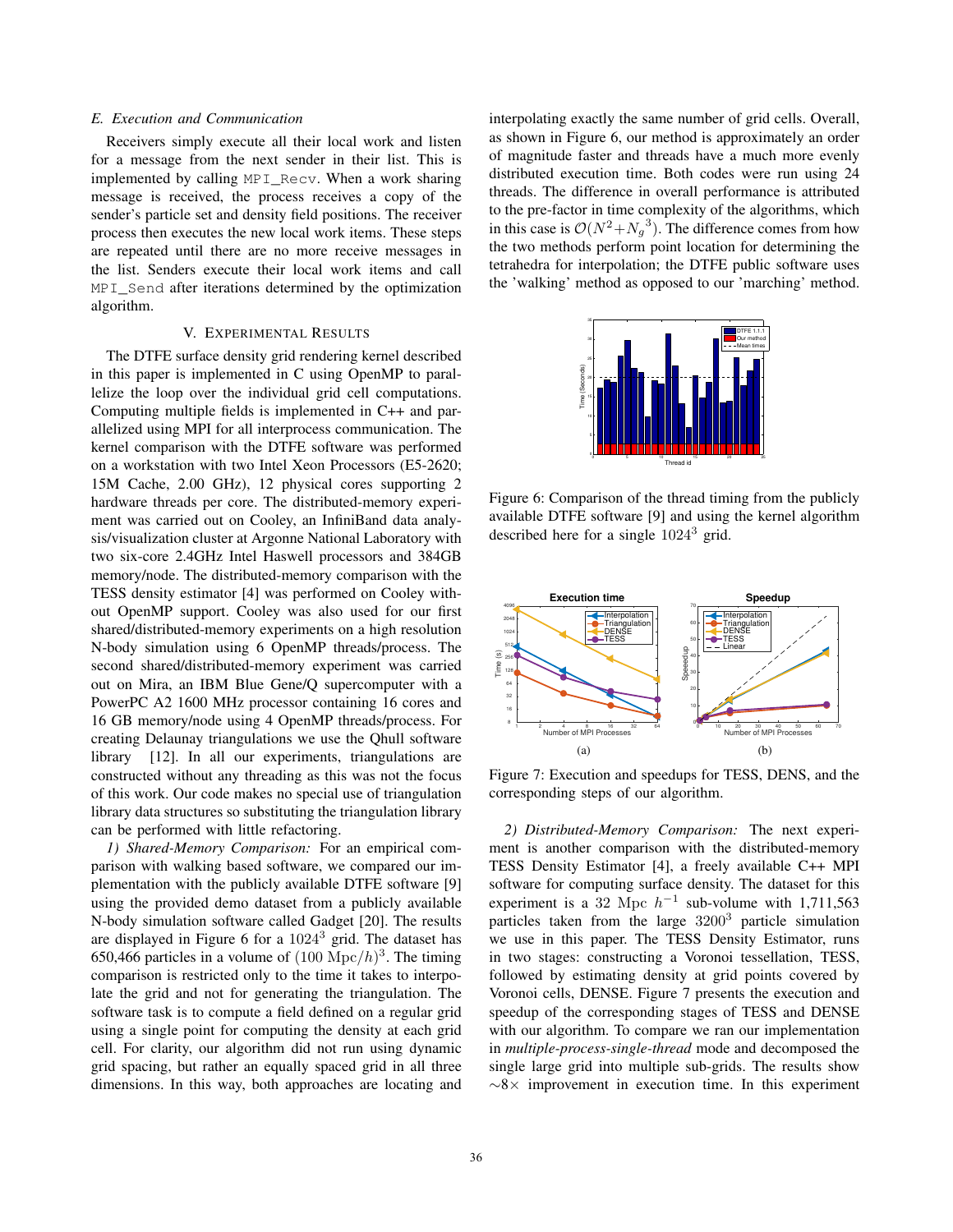### E. Execution and Communication

Receivers simply execute all their local work and listen for a message from the next sender in their list. This is implemented by calling MPI_Recv. When a work sharing message is received, the process receives a copy of the sender's particle set and density field positions. The receiver process then executes the new local work items. These steps are repeated until there are no more receive messages in the list. Senders execute their local work items and call MPI_Send after iterations determined by the optimization algorithm.

## V. Experimental Results

The DTFE surface density grid rendering kernel described in this paper is implemented in C using OpenMP to parallelize the loop over the individual grid cell computations. Computing multiple fields is implemented in C++ and parallelized using MPI for all interprocess communication. The kernel comparison with the DTFE software was performed on a workstation with two Intel Xeon Processors (E5-2620; 15M Cache, 2.00 GHz), 12 physical cores supporting 2 hardware threads per core. The distributed-memory experiment was carried out on Cooley, an InfiniBand data analysis/visualization cluster at Argonne National Laboratory with two six-core 2.4GHz Intel Haswell processors and 384GB memory/node. The distributed-memory comparison with the TESS density estimator [4] was performed on Cooley without OpenMP support. Cooley was also used for our first shared/distributed-memory experiments on a high resolution N-body simulation using 6 OpenMP threads/process. The second shared/distributed-memory experiment was carried out on Mira, an IBM Blue Gene/Q supercomputer with a PowerPC A2 1600 MHz processor containing 16 cores and 16 GB memory/node using 4 OpenMP threads/process. For creating Delaunay triangulations we use the Qhull software library [12]. In all our experiments, triangulations are constructed without any threading as this was not the focus of this work. Our code makes no special use of triangulation library data structures so substituting the triangulation library can be performed with little refactoring.

*1) Shared-Memory Comparison:* For an empirical comparison with walking based software, we compared our implementation with the publicly available DTFE software [9] using the provided demo dataset from a publicly available N-body simulation software called Gadget [20]. The results are displayed in Figure 6 for a $1024^3$ grid. The dataset has 650,466 particles in a volume of $(100\ \mathrm{Mpc}/h)^3$. The timing comparison is restricted only to the time it takes to interpolate the grid and not for generating the triangulation. The software task is to compute a field defined on a regular grid using a single point for computing the density at each grid cell. For clarity, our algorithm did not run using dynamic grid spacing, but rather an equally spaced grid in all three dimensions. In this way, both approaches are locating and interpolating exactly the same number of grid cells. Overall, as shown in Figure 6, our method is approximately an order of magnitude faster and threads have a much more evenly distributed execution time. Both codes were run using 24 threads. The difference in overall performance is attributed to the pre-factor in time complexity of the algorithms, which in this case is $\mathcal{O}(N^2 + {N_g}^3)$. The difference comes from how the two methods perform point location for determining the tetrahedra for interpolation; the DTFE public software uses the 'walking' method as opposed to our 'marching' method.

Figure 6: Comparison of the thread timing from the publicly available DTFE software [9] and using the kernel algorithm described here for a single $1024^3$ grid.

Figure 7: Execution and speedups for TESS, DENS, and the corresponding steps of our algorithm.

*2) Distributed-Memory Comparison:* The next experiment is another comparison with the distributed-memory TESS Density Estimator [4], a freely available C++ MPI software for computing surface density. The dataset for this experiment is a $32\ \mathrm{Mpc}\ h^{-1}$ sub-volume with 1,711,563 particles taken from the large $3200^3$ particle simulation we use in this paper. The TESS Density Estimator, runs in two stages: constructing a Voronoi tessellation, TESS, followed by estimating density at grid points covered by Voronoi cells, DENSE. Figure 7 presents the execution and speedup of the corresponding stages of TESS and DENSE with our algorithm. To compare we ran our implementation in *multiple-process-single-thread* mode and decomposed the single large grid into multiple sub-grids. The results show $\sim 8\times$ improvement in execution time. In this experiment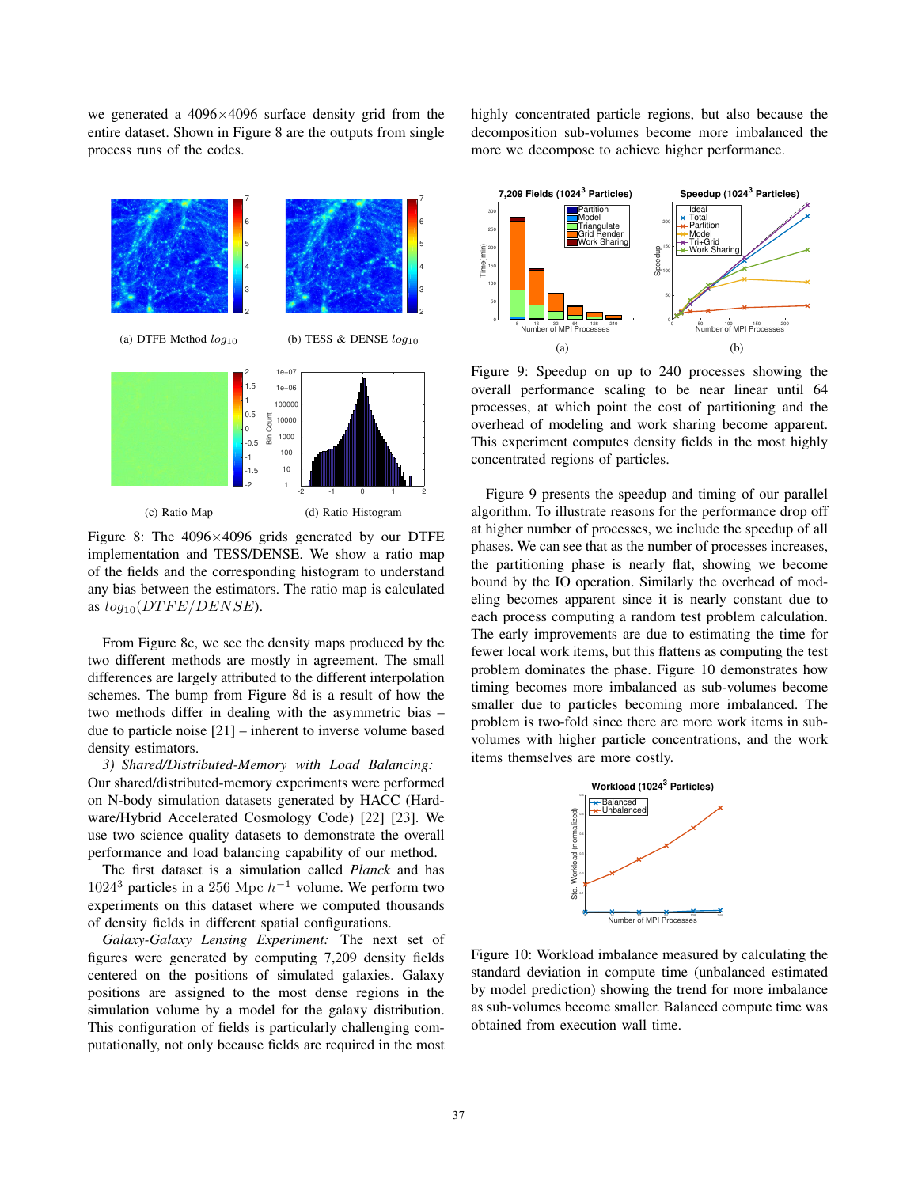we generated a 4096×4096 surface density grid from the entire dataset. Shown in Figure 8 are the outputs from single process runs of the codes.

(a) DTFE Method $log_{10}$

(b) TESS & DENSE $log_{10}$

(c) Ratio Map

(d) Ratio Histogram

Figure 8: The 4096×4096 grids generated by our DTFE implementation and TESS/DENSE. We show a ratio map of the fields and the corresponding histogram to understand any bias between the estimators. The ratio map is calculated as $log_{10}(DTFE/DENSE)$.

From Figure 8c, we see the density maps produced by the two different methods are mostly in agreement. The small differences are largely attributed to the different interpolation schemes. The bump from Figure 8d is a result of how the two methods differ in dealing with the asymmetric bias – due to particle noise [21] – inherent to inverse volume based density estimators.

*3) Shared/Distributed-Memory with Load Balancing:* Our shared/distributed-memory experiments were performed on N-body simulation datasets generated by HACC (Hardware/Hybrid Accelerated Cosmology Code) [22] [23]. We use two science quality datasets to demonstrate the overall performance and load balancing capability of our method.

The first dataset is a simulation called *Planck* and has $1024^3$ particles in a 256 Mpc $h^{-1}$ volume. We perform two experiments on this dataset where we computed thousands of density fields in different spatial configurations.

*Galaxy-Galaxy Lensing Experiment:* The next set of figures were generated by computing 7,209 density fields centered on the positions of simulated galaxies. Galaxy positions are assigned to the most dense regions in the simulation volume by a model for the galaxy distribution. This configuration of fields is particularly challenging computationally, not only because fields are required in the most highly concentrated particle regions, but also because the decomposition sub-volumes become more imbalanced the more we decompose to achieve higher performance.

(a)

(b)

Figure 9: Speedup on up to 240 processes showing the overall performance scaling to be near linear until 64 processes, at which point the cost of partitioning and the overhead of modeling and work sharing become apparent. This experiment computes density fields in the most highly concentrated regions of particles.

Figure 9 presents the speedup and timing of our parallel algorithm. To illustrate reasons for the performance drop off at higher number of processes, we include the speedup of all phases. We can see that as the number of processes increases, the partitioning phase is nearly flat, showing we become bound by the IO operation. Similarly the overhead of modeling becomes apparent since it is nearly constant due to each process computing a random test problem calculation. The early improvements are due to estimating the time for fewer local work items, but this flattens as computing the test problem dominates the phase. Figure 10 demonstrates how timing becomes more imbalanced as sub-volumes become smaller due to particles becoming more imbalanced. The problem is two-fold since there are more work items in sub-volumes with higher particle concentrations, and the work items themselves are more costly.

Figure 10: Workload imbalance measured by calculating the standard deviation in compute time (unbalanced estimated by model prediction) showing the trend for more imbalance as sub-volumes become smaller. Balanced compute time was obtained from execution wall time.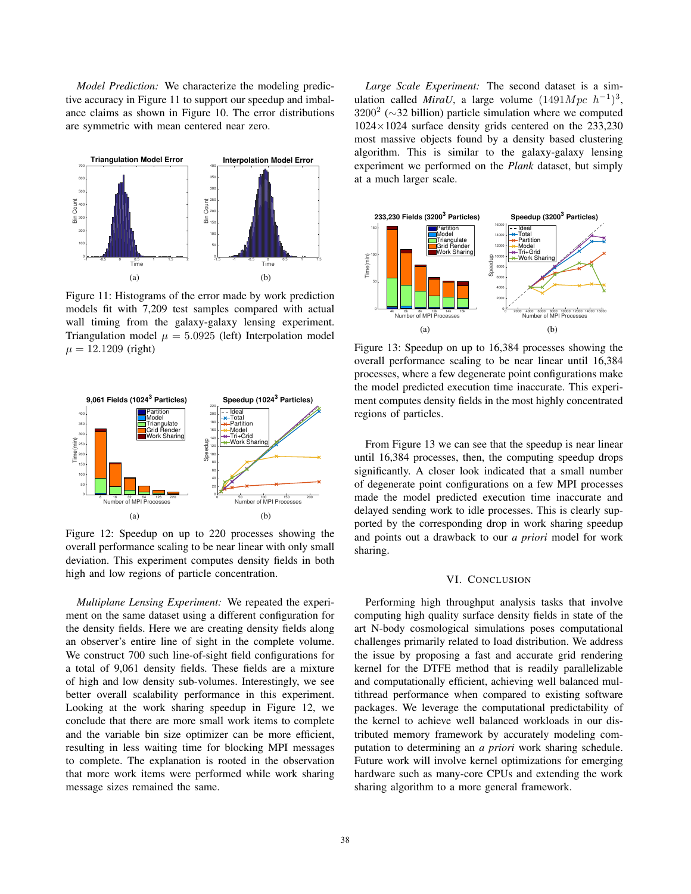*Model Prediction:* We characterize the modeling predictive accuracy in Figure 11 to support our speedup and imbalance claims as shown in Figure 10. The error distributions are symmetric with mean centered near zero.

Figure 11: Histograms of the error made by work prediction models fit with 7,209 test samples compared with actual wall timing from the galaxy-galaxy lensing experiment. Triangulation model $\mu = 5.0925$ (left) Interpolation model $\mu = 12.1209$ (right)

Figure 12: Speedup on up to 220 processes showing the overall performance scaling to be near linear with only small deviation. This experiment computes density fields in both high and low regions of particle concentration.

*Multiplane Lensing Experiment:* We repeated the experiment on the same dataset using a different configuration for the density fields. Here we are creating density fields along an observer's entire line of sight in the complete volume. We construct 700 such line-of-sight field configurations for a total of 9,061 density fields. These fields are a mixture of high and low density sub-volumes. Interestingly, we see better overall scalability performance in this experiment. Looking at the work sharing speedup in Figure 12, we conclude that there are more small work items to complete and the variable bin size optimizer can be more efficient, resulting in less waiting time for blocking MPI messages to complete. The explanation is rooted in the observation that more work items were performed while work sharing message sizes remained the same.

*Large Scale Experiment:* The second dataset is a simulation called *MiraU*, a large volume $(1491Mpc\ h^{-1})^3$, $3200^2$ ($\sim$32 billion) particle simulation where we computed $1024 \times 1024$ surface density grids centered on the 233,230 most massive objects found by a density based clustering algorithm. This is similar to the galaxy-galaxy lensing experiment we performed on the *Plank* dataset, but simply at a much larger scale.

Figure 13: Speedup on up to 16,384 processes showing the overall performance scaling to be near linear until 16,384 processes, where a few degenerate point configurations make the model predicted execution time inaccurate. This experiment computes density fields in the most highly concentrated regions of particles.

From Figure 13 we can see that the speedup is near linear until 16,384 processes, then, the computing speedup drops significantly. A closer look indicated that a small number of degenerate point configurations on a few MPI processes made the model predicted execution time inaccurate and delayed sending work to idle processes. This is clearly supported by the corresponding drop in work sharing speedup and points out a drawback to our *a priori* model for work sharing.

## VI. Conclusion

Performing high throughput analysis tasks that involve computing high quality surface density fields in state of the art N-body cosmological simulations poses computational challenges primarily related to load distribution. We address the issue by proposing a fast and accurate grid rendering kernel for the DTFE method that is readily parallelizable and computationally efficient, achieving well balanced multithread performance when compared to existing software packages. We leverage the computational predictability of the kernel to achieve well balanced workloads in our distributed memory framework by accurately modeling computation to determining an *a priori* work sharing schedule. Future work will involve kernel optimizations for emerging hardware such as many-core CPUs and extending the work sharing algorithm to a more general framework.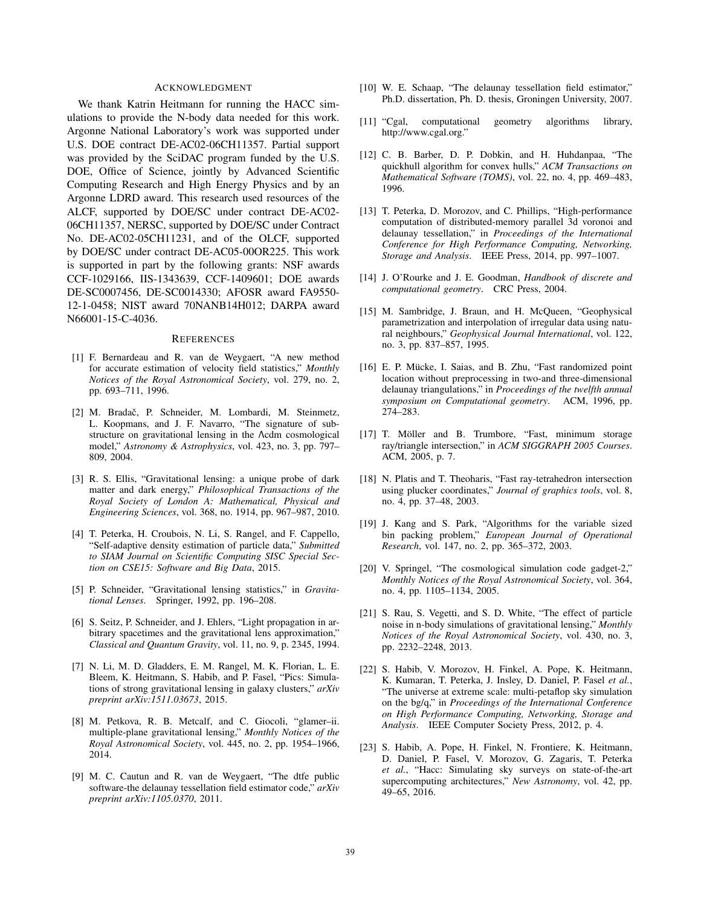## Acknowledgment

We thank Katrin Heitmann for running the HACC simulations to provide the N-body data needed for this work. Argonne National Laboratory's work was supported under U.S. DOE contract DE-AC02-06CH11357. Partial support was provided by the SciDAC program funded by the U.S. DOE, Office of Science, jointly by Advanced Scientific Computing Research and High Energy Physics and by an Argonne LDRD award. This research used resources of the ALCF, supported by DOE/SC under contract DE-AC02-06CH11357, NERSC, supported by DOE/SC under Contract No. DE-AC02-05CH11231, and of the OLCF, supported by DOE/SC under contract DE-AC05-00OR225. This work is supported in part by the following grants: NSF awards CCF-1029166, IIS-1343639, CCF-1409601; DOE awards DE-SC0007456, DE-SC0014330; AFOSR award FA9550-12-1-0458; NIST award 70NANB14H012; DARPA award N66001-15-C-4036.

## References

[1] F. Bernardeau and R. van de Weygaert, "A new method for accurate estimation of velocity field statistics," *Monthly Notices of the Royal Astronomical Society*, vol. 279, no. 2, pp. 693–711, 1996.

[2] M. Bradač, P. Schneider, M. Lombardi, M. Steinmetz, L. Koopmans, and J. F. Navarro, "The signature of substructure on gravitational lensing in the Λcdm cosmological model," *Astronomy & Astrophysics*, vol. 423, no. 3, pp. 797–809, 2004.

[3] R. S. Ellis, "Gravitational lensing: a unique probe of dark matter and dark energy," *Philosophical Transactions of the Royal Society of London A: Mathematical, Physical and Engineering Sciences*, vol. 368, no. 1914, pp. 967–987, 2010.

[4] T. Peterka, H. Croubois, N. Li, S. Rangel, and F. Cappello, "Self-adaptive density estimation of particle data," *Submitted to SIAM Journal on Scientific Computing SISC Special Section on CSE15: Software and Big Data*, 2015.

[5] P. Schneider, "Gravitational lensing statistics," in *Gravitational Lenses*. Springer, 1992, pp. 196–208.

[6] S. Seitz, P. Schneider, and J. Ehlers, "Light propagation in arbitrary spacetimes and the gravitational lens approximation," *Classical and Quantum Gravity*, vol. 11, no. 9, p. 2345, 1994.

[7] N. Li, M. D. Gladders, E. M. Rangel, M. K. Florian, L. E. Bleem, K. Heitmann, S. Habib, and P. Fasel, "Pics: Simulations of strong gravitational lensing in galaxy clusters," *arXiv preprint arXiv:1511.03673*, 2015.

[8] M. Petkova, R. B. Metcalf, and C. Giocoli, "glamer–ii. multiple-plane gravitational lensing," *Monthly Notices of the Royal Astronomical Society*, vol. 445, no. 2, pp. 1954–1966, 2014.

[9] M. C. Cautun and R. van de Weygaert, "The dtfe public software-the delaunay tessellation field estimator code," *arXiv preprint arXiv:1105.0370*, 2011.

[10] W. E. Schaap, "The delaunay tessellation field estimator," Ph.D. dissertation, Ph. D. thesis, Groningen University, 2007.

[11] "Cgal, computational geometry algorithms library, http://www.cgal.org."

[12] C. B. Barber, D. P. Dobkin, and H. Huhdanpaa, "The quickhull algorithm for convex hulls," *ACM Transactions on Mathematical Software (TOMS)*, vol. 22, no. 4, pp. 469–483, 1996.

[13] T. Peterka, D. Morozov, and C. Phillips, "High-performance computation of distributed-memory parallel 3d voronoi and delaunay tessellation," in *Proceedings of the International Conference for High Performance Computing, Networking, Storage and Analysis*. IEEE Press, 2014, pp. 997–1007.

[14] J. O'Rourke and J. E. Goodman, *Handbook of discrete and computational geometry*. CRC Press, 2004.

[15] M. Sambridge, J. Braun, and H. McQueen, "Geophysical parametrization and interpolation of irregular data using natural neighbours," *Geophysical Journal International*, vol. 122, no. 3, pp. 837–857, 1995.

[16] E. P. Mücke, I. Saias, and B. Zhu, "Fast randomized point location without preprocessing in two-and three-dimensional delaunay triangulations," in *Proceedings of the twelfth annual symposium on Computational geometry*. ACM, 1996, pp. 274–283.

[17] T. Möller and B. Trumbore, "Fast, minimum storage ray/triangle intersection," in *ACM SIGGRAPH 2005 Courses*. ACM, 2005, p. 7.

[18] N. Platis and T. Theoharis, "Fast ray-tetrahedron intersection using plucker coordinates," *Journal of graphics tools*, vol. 8, no. 4, pp. 37–48, 2003.

[19] J. Kang and S. Park, "Algorithms for the variable sized bin packing problem," *European Journal of Operational Research*, vol. 147, no. 2, pp. 365–372, 2003.

[20] V. Springel, "The cosmological simulation code gadget-2," *Monthly Notices of the Royal Astronomical Society*, vol. 364, no. 4, pp. 1105–1134, 2005.

[21] S. Rau, S. Vegetti, and S. D. White, "The effect of particle noise in n-body simulations of gravitational lensing," *Monthly Notices of the Royal Astronomical Society*, vol. 430, no. 3, pp. 2232–2248, 2013.

[22] S. Habib, V. Morozov, H. Finkel, A. Pope, K. Heitmann, K. Kumaran, T. Peterka, J. Insley, D. Daniel, P. Fasel *et al.*, "The universe at extreme scale: multi-petaflop sky simulation on the bg/q," in *Proceedings of the International Conference on High Performance Computing, Networking, Storage and Analysis*. IEEE Computer Society Press, 2012, p. 4.

[23] S. Habib, A. Pope, H. Finkel, N. Frontiere, K. Heitmann, D. Daniel, P. Fasel, V. Morozov, G. Zagaris, T. Peterka *et al.*, "Hacc: Simulating sky surveys on state-of-the-art supercomputing architectures," *New Astronomy*, vol. 42, pp. 49–65, 2016.